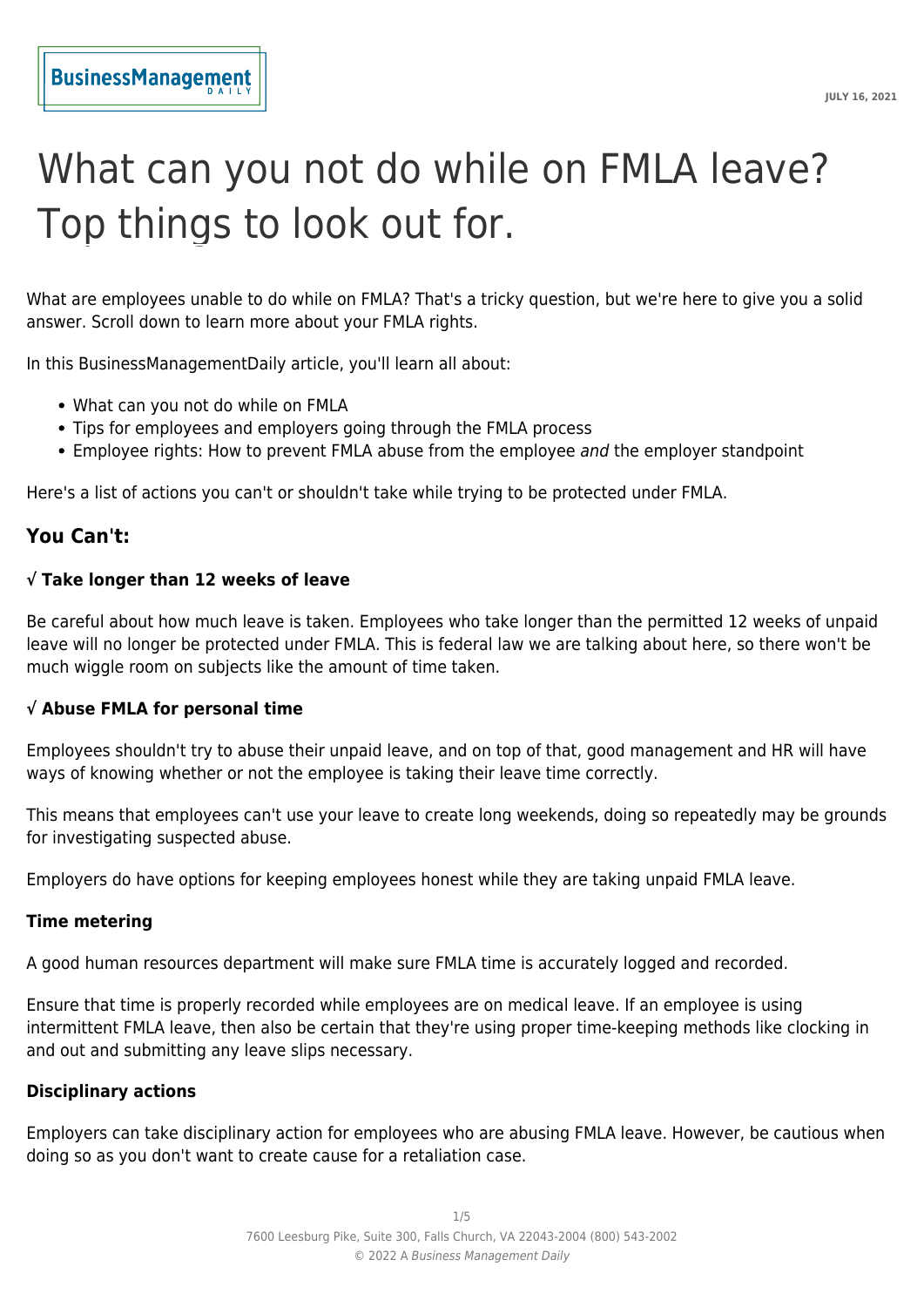# What can you not do while on FMLA leave? Top things to look out for.

What are employees unable to do while on FMLA? That's a tricky question, but we're here to give you a solid answer. Scroll down to learn more about your FMLA rights.

In this BusinessManagementDaily article, you'll learn all about:

- What can you not do while on FMLA
- Tips for employees and employers going through the FMLA process
- Employee rights: How to prevent FMLA abuse from the employee *and* the employer standpoint

Here's a list of actions you can't or shouldn't take while trying to be protected under FMLA.

## You Can't:

### √ Take longer than 12 weeks of leave

Be careful about how much leave is taken. Employees who take longer than the permitted 12 weeks of unpaid leave will no longer be protected under FMLA. This is federal law we are talking about here, so there won't be much wiggle room on subjects like the amount of time taken.

### √ Abuse FMLA for personal time

Employees shouldn't try to abuse their unpaid leave, and on top of that, good management and HR will have ways of knowing whether or not the employee is taking their leave time correctly.

This means that employees can't use your leave to create long weekends, doing so repeatedly may be grounds for investigating suspected abuse.

Employers do have options for keeping employees honest while they are taking unpaid FMLA leave.

#### Time metering

A good human resources department will make sure FMLA time is accurately logged and recorded.

Ensure that time is properly recorded while employees are on medical leave. If an employee is using intermittent FMLA leave, then also be certain that they're using proper time-keeping methods like clocking in and out and submitting any leave slips necessary.

#### Disciplinary actions

Employers can take disciplinary action for employees who are abusing FMLA leave. However, be cautious when doing so as you don't want to create cause for a retaliation case.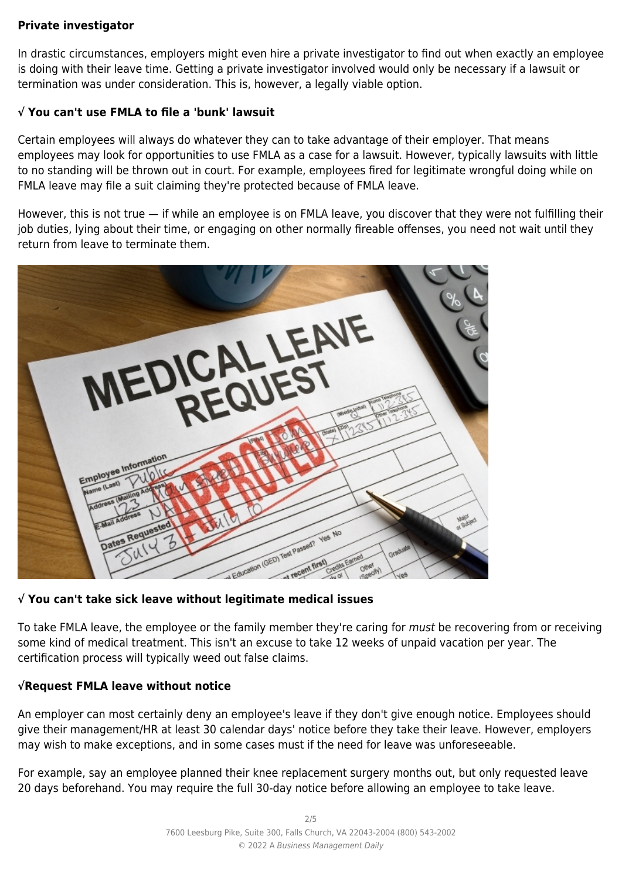**Private investigator**

In drastic circumstances, employers might even hire a private investigator to find out when exactly an employee is doing with their leave time. Getting a private investigator involved would only be necessary if a lawsuit or termination was under consideration. This is, however, a legally viable option.

**√ You can't use FMLA to file a 'bunk' lawsuit**

Certain employees will always do whatever they can to take advantage of their employer. That means employees may look for opportunities to use FMLA as a case for a lawsuit. However, typically lawsuits with little to no standing will be thrown out in court. For example, employees fired for legitimate wrongful doing while on FMLA leave may file a suit claiming they're protected because of FMLA leave.

However, this is not true — if while an employee is on FMLA leave, you discover that they were not fulfilling their job duties, lying about their time, or engaging on other normally fireable offenses, you need not wait until they return from leave to terminate them.

**√ You can't take sick leave without legitimate medical issues**

To take FMLA leave, the employee or the family member they're caring for *must* be recovering from or receiving some kind of medical treatment. This isn't an excuse to take 12 weeks of unpaid vacation per year. The certification process will typically weed out false claims.

**√Request FMLA leave without notice**

An employer can most certainly deny an employee's leave if they don't give enough notice. Employees should give their management/HR at least 30 calendar days' notice before they take their leave. However, employers may wish to make exceptions, and in some cases must if the need for leave was unforeseeable.

For example, say an employee planned their knee replacement surgery months out, but only requested leave 20 days beforehand. You may require the full 30-day notice before allowing an employee to take leave.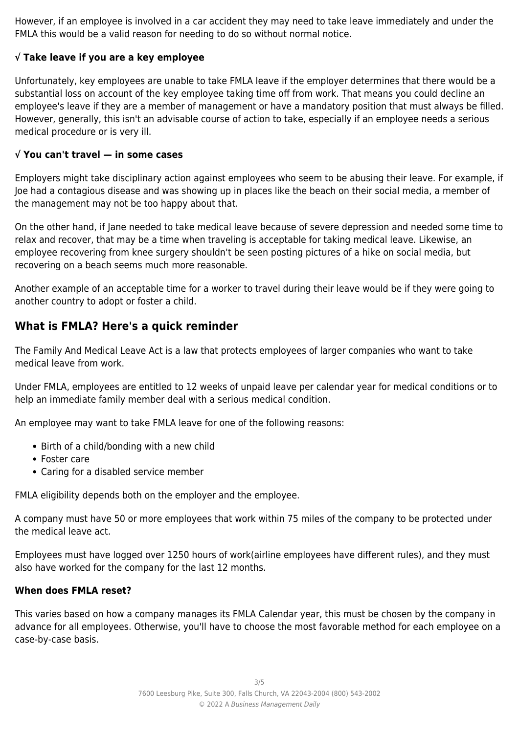However, if an employee is involved in a car accident they may need to take leave immediately and under the FMLA this would be a valid reason for needing to do so without normal notice.

### √ Take leave if you are a key employee

Unfortunately, key employees are unable to take FMLA leave if the employer determines that there would be a substantial loss on account of the key employee taking time off from work. That means you could decline an employee's leave if they are a member of management or have a mandatory position that must always be filled. However, generally, this isn't an advisable course of action to take, especially if an employee needs a serious medical procedure or is very ill.

### √ You can't travel — in some cases

Employers might take disciplinary action against employees who seem to be abusing their leave. For example, if Joe had a contagious disease and was showing up in places like the beach on their social media, a member of the management may not be too happy about that.

On the other hand, if Jane needed to take medical leave because of severe depression and needed some time to relax and recover, that may be a time when traveling is acceptable for taking medical leave. Likewise, an employee recovering from knee surgery shouldn't be seen posting pictures of a hike on social media, but recovering on a beach seems much more reasonable.

Another example of an acceptable time for a worker to travel during their leave would be if they were going to another country to adopt or foster a child.

## What is FMLA? Here's a quick reminder

The Family And Medical Leave Act is a law that protects employees of larger companies who want to take medical leave from work.

Under FMLA, employees are entitled to 12 weeks of unpaid leave per calendar year for medical conditions or to help an immediate family member deal with a serious medical condition.

An employee may want to take FMLA leave for one of the following reasons:

- Birth of a child/bonding with a new child
- Foster care
- Caring for a disabled service member

FMLA eligibility depends both on the employer and the employee.

A company must have 50 or more employees that work within 75 miles of the company to be protected under the medical leave act.

Employees must have logged over 1250 hours of work(airline employees have different rules), and they must also have worked for the company for the last 12 months.

### When does FMLA reset?

This varies based on how a company manages its FMLA Calendar year, this must be chosen by the company in advance for all employees. Otherwise, you'll have to choose the most favorable method for each employee on a case-by-case basis.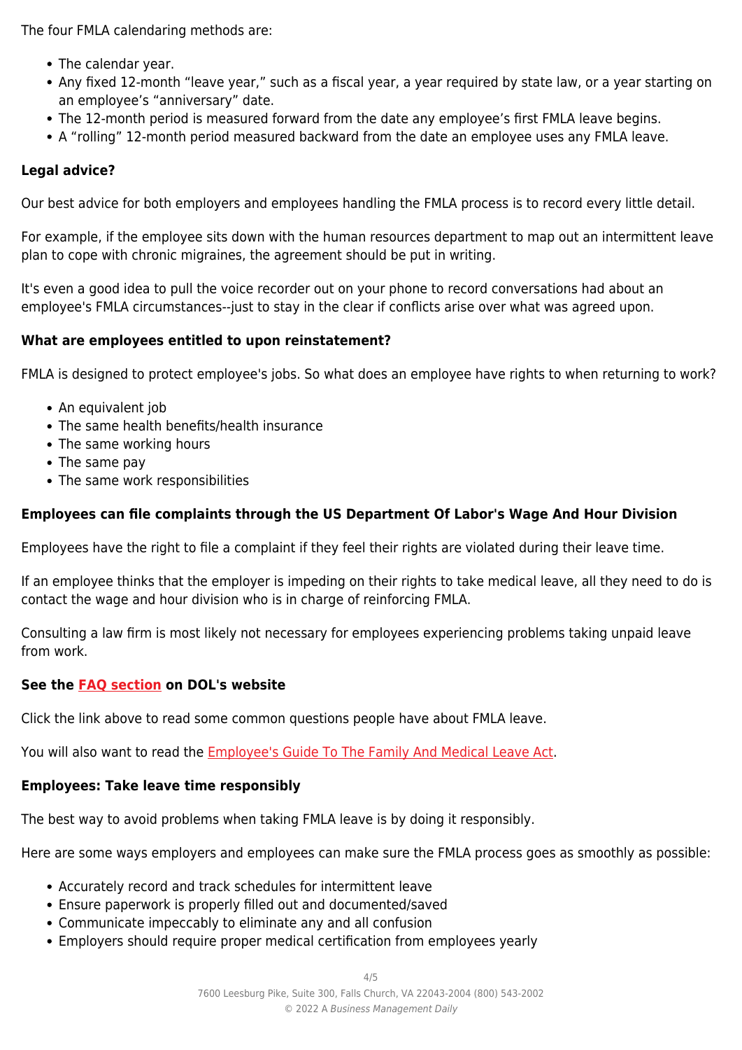The four FMLA calendaring methods are:

- The calendar year.
- Any fixed 12-month "leave year," such as a fiscal year, a year required by state law, or a year starting on an employee's "anniversary" date.
- The 12-month period is measured forward from the date any employee's first FMLA leave begins.
- A "rolling" 12-month period measured backward from the date an employee uses any FMLA leave.

### Legal advice?

Our best advice for both employers and employees handling the FMLA process is to record every little detail.

For example, if the employee sits down with the human resources department to map out an intermittent leave plan to cope with chronic migraines, the agreement should be put in writing.

It's even a good idea to pull the voice recorder out on your phone to record conversations had about an employee's FMLA circumstances--just to stay in the clear if conflicts arise over what was agreed upon.

### What are employees entitled to upon reinstatement?

FMLA is designed to protect employee's jobs. So what does an employee have rights to when returning to work?

- An equivalent job
- The same health benefits/health insurance
- The same working hours
- The same pay
- The same work responsibilities

### Employees can file complaints through the US Department Of Labor's Wage And Hour Division

Employees have the right to file a complaint if they feel their rights are violated during their leave time.

If an employee thinks that the employer is impeding on their rights to take medical leave, all they need to do is contact the wage and hour division who is in charge of reinforcing FMLA.

Consulting a law firm is most likely not necessary for employees experiencing problems taking unpaid leave from work.

### See the FAQ section on DOL's website

Click the link above to read some common questions people have about FMLA leave.

You will also want to read the Employee's Guide To The Family And Medical Leave Act.

### Employees: Take leave time responsibly

The best way to avoid problems when taking FMLA leave is by doing it responsibly.

Here are some ways employers and employees can make sure the FMLA process goes as smoothly as possible:

- Accurately record and track schedules for intermittent leave
- Ensure paperwork is properly filled out and documented/saved
- Communicate impeccably to eliminate any and all confusion
- Employers should require proper medical certification from employees yearly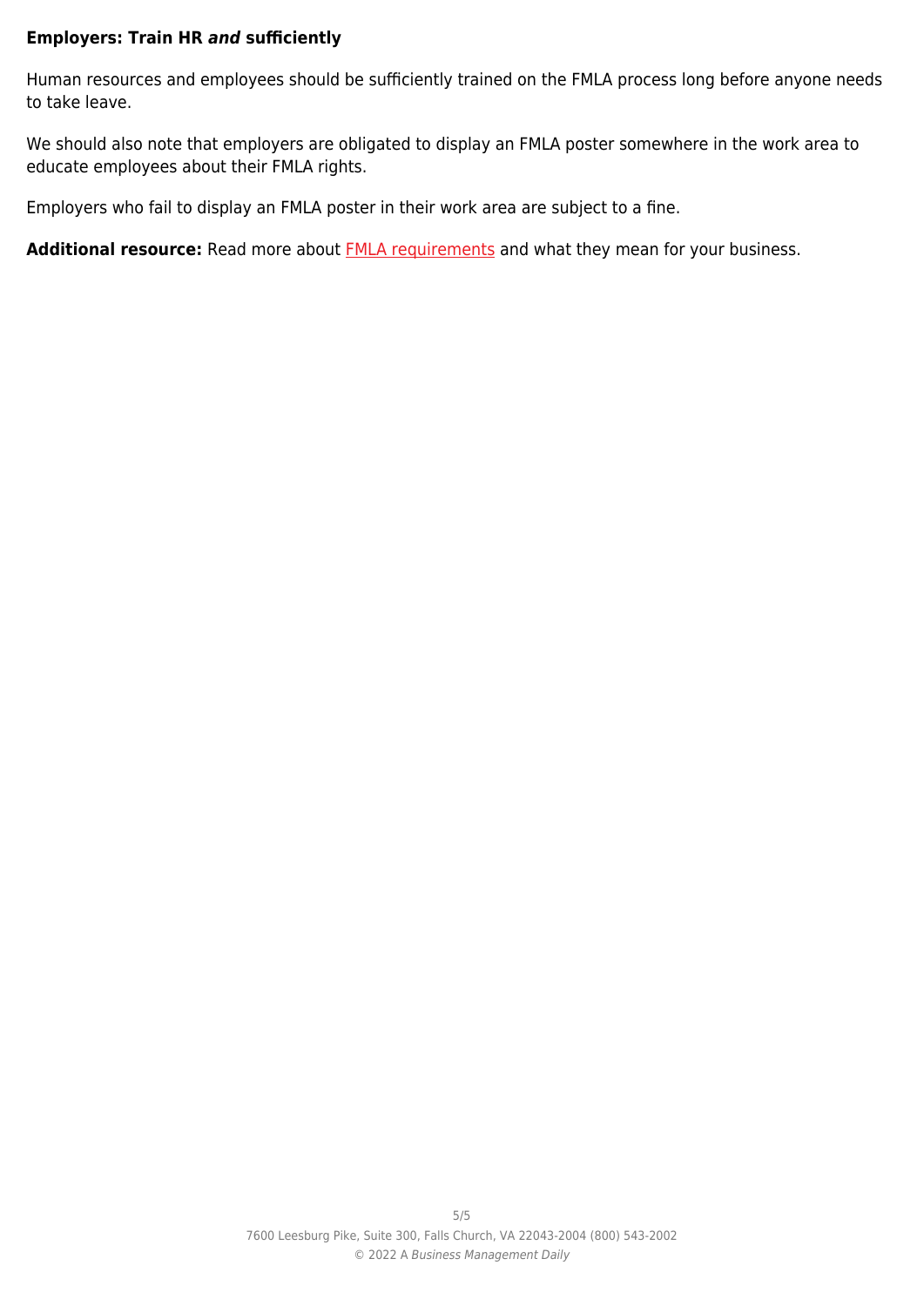**Employers: Train HR *and* sufficiently**

Human resources and employees should be sufficiently trained on the FMLA process long before anyone needs to take leave.

We should also note that employers are obligated to display an FMLA poster somewhere in the work area to educate employees about their FMLA rights.

Employers who fail to display an FMLA poster in their work area are subject to a fine.

**Additional resource:** Read more about FMLA requirements and what they mean for your business.